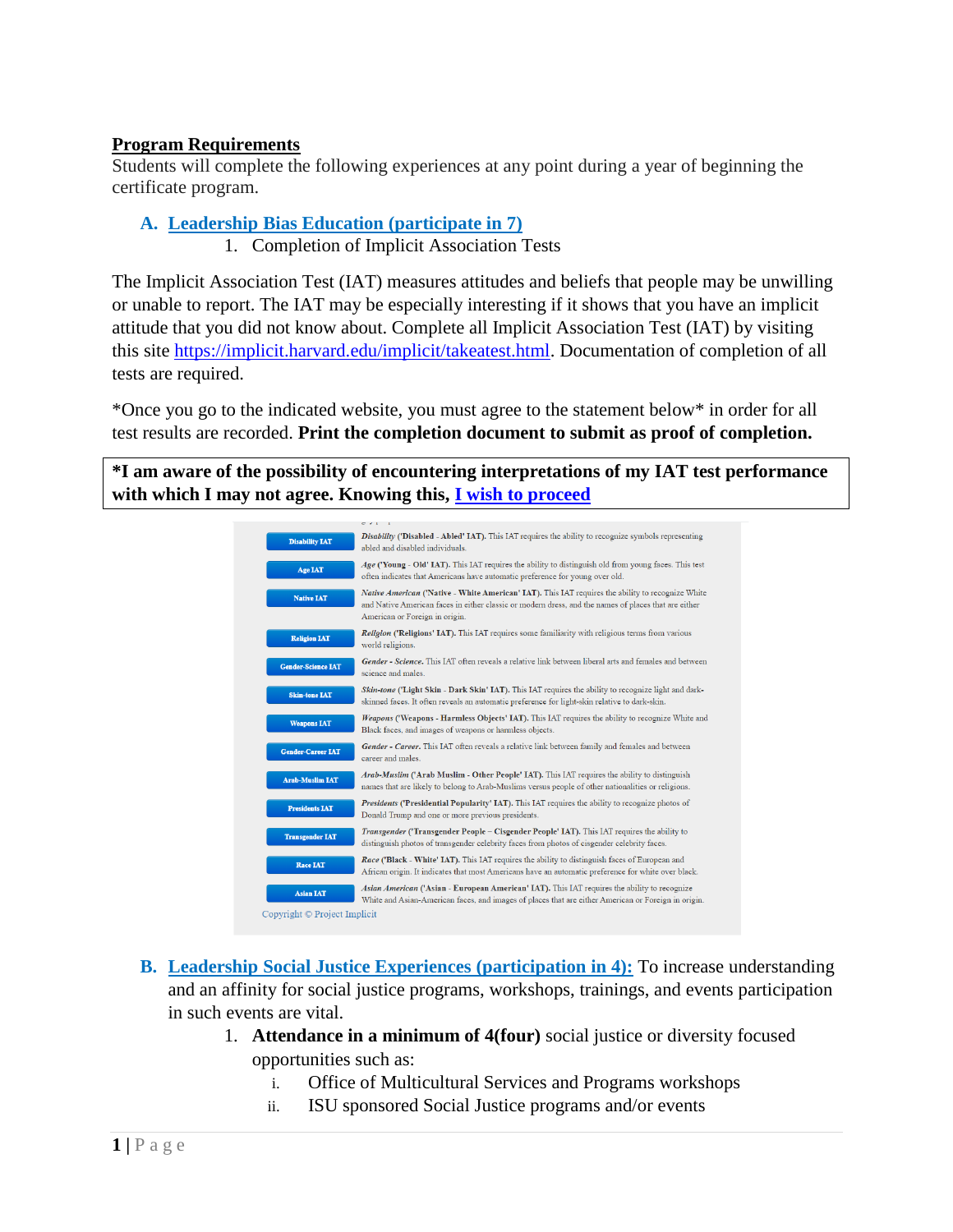**Program Requirements**

Students will complete the following experiences at any point during a year of beginning the certificate program.

## A. Leadership Bias Education (participate in 7)

1. Completion of Implicit Association Tests

The Implicit Association Test (IAT) measures attitudes and beliefs that people may be unwilling or unable to report. The IAT may be especially interesting if it shows that you have an implicit attitude that you did not know about. Complete all Implicit Association Test (IAT) by visiting this site https://implicit.harvard.edu/implicit/takeatest.html. Documentation of completion of all tests are required.

*Once you go to the indicated website, you must agree to the statement below* in order for all test results are recorded. **Print the completion document to submit as proof of completion.**

**\*I am aware of the possibility of encountering interpretations of my IAT test performance with which I may not agree. Knowing this, I wish to proceed**

| Test | Description |
|---|---|
| Disability IAT | *Disability* (**'Disabled - Abled' IAT**). This IAT requires the ability to recognize symbols representing abled and disabled individuals. |
| Age IAT | *Age* (**'Young - Old' IAT**). This IAT requires the ability to distinguish old from young faces. This test often indicates that Americans have automatic preference for young over old. |
| Native IAT | *Native American* (**'Native - White American' IAT**). This IAT requires the ability to recognize White and Native American faces in either classic or modern dress, and the names of places that are either American or Foreign in origin. |
| Religion IAT | *Religion* (**'Religions' IAT**). This IAT requires some familiarity with religious terms from various world religions. |
| Gender-Science IAT | *Gender - Science*. This IAT often reveals a relative link between liberal arts and females and between science and males. |
| Skin-tone IAT | *Skin-tone* (**'Light Skin - Dark Skin' IAT**). This IAT requires the ability to recognize light and dark-skinned faces. It often reveals an automatic preference for light-skin relative to dark-skin. |
| Weapons IAT | *Weapons* (**'Weapons - Harmless Objects' IAT**). This IAT requires the ability to recognize White and Black faces, and images of weapons or harmless objects. |
| Gender-Career IAT | *Gender - Career*. This IAT often reveals a relative link between family and females and between career and males. |
| Arab-Muslim IAT | *Arab-Muslim* (**'Arab Muslim - Other People' IAT**). This IAT requires the ability to distinguish names that are likely to belong to Arab-Muslims versus people of other nationalities or religions. |
| Presidents IAT | *Presidents* (**'Presidential Popularity' IAT**). This IAT requires the ability to recognize photos of Donald Trump and one or more previous presidents. |
| Transgender IAT | *Transgender* (**'Transgender People – Cisgender People' IAT**). This IAT requires the ability to distinguish photos of transgender celebrity faces from photos of cisgender celebrity faces. |
| Race IAT | *Race* (**'Black - White' IAT**). This IAT requires the ability to distinguish faces of European and African origin. It indicates that most Americans have an automatic preference for white over black. |
| Asian IAT | *Asian American* (**'Asian - European American' IAT**). This IAT requires the ability to recognize White and Asian-American faces, and images of places that are either American or Foreign in origin. |

Copyright © Project Implicit

## B. Leadership Social Justice Experiences (participation in 4):

To increase understanding and an affinity for social justice programs, workshops, trainings, and events participation in such events are vital.

1. **Attendance in a minimum of 4(four)** social justice or diversity focused opportunities such as:
   i. Office of Multicultural Services and Programs workshops
   ii. ISU sponsored Social Justice programs and/or events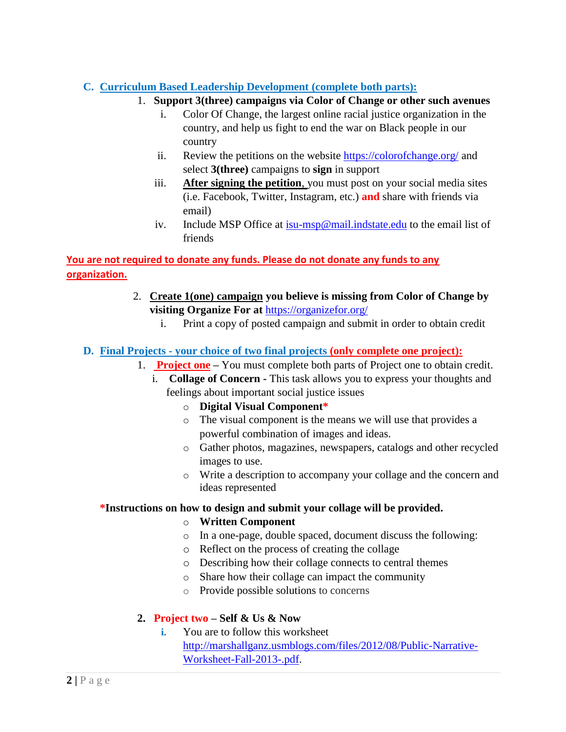## C. Curriculum Based Leadership Development (complete both parts):

1. **Support 3(three) campaigns via Color of Change or other such avenues**
   1. Color Of Change, the largest online racial justice organization in the country, and help us fight to end the war on Black people in our country
   2. Review the petitions on the website https://colorofchange.org/ and select **3(three)** campaigns to **sign** in support
   3. **After signing the petition**, you must post on your social media sites (i.e. Facebook, Twitter, Instagram, etc.) **and** share with friends via email)
   4. Include MSP Office at isu-msp@mail.indstate.edu to the email list of friends

**You are not required to donate any funds. Please do not donate any funds to any organization.**

2. **Create 1(one) campaign you believe is missing from Color of Change by visiting Organize For at** https://organizefor.org/
   1. Print a copy of posted campaign and submit in order to obtain credit

## D. Final Projects - your choice of two final projects (only complete one project):

1. **Project one** – You must complete both parts of Project one to obtain credit.
   1. **Collage of Concern** - This task allows you to express your thoughts and feelings about important social justice issues
      - **Digital Visual Component***
      - The visual component is the means we will use that provides a powerful combination of images and ideas.
      - Gather photos, magazines, newspapers, catalogs and other recycled images to use.
      - Write a description to accompany your collage and the concern and ideas represented

**\*Instructions on how to design and submit your collage will be provided.**

      - **Written Component**
      - In a one-page, double spaced, document discuss the following:
      - Reflect on the process of creating the collage
      - Describing how their collage connects to central themes
      - Share how their collage can impact the community
      - Provide possible solutions to concerns

2. **Project two – Self & Us & Now**
   1. You are to follow this worksheet http://marshallganz.usmblogs.com/files/2012/08/Public-Narrative-Worksheet-Fall-2013-.pdf.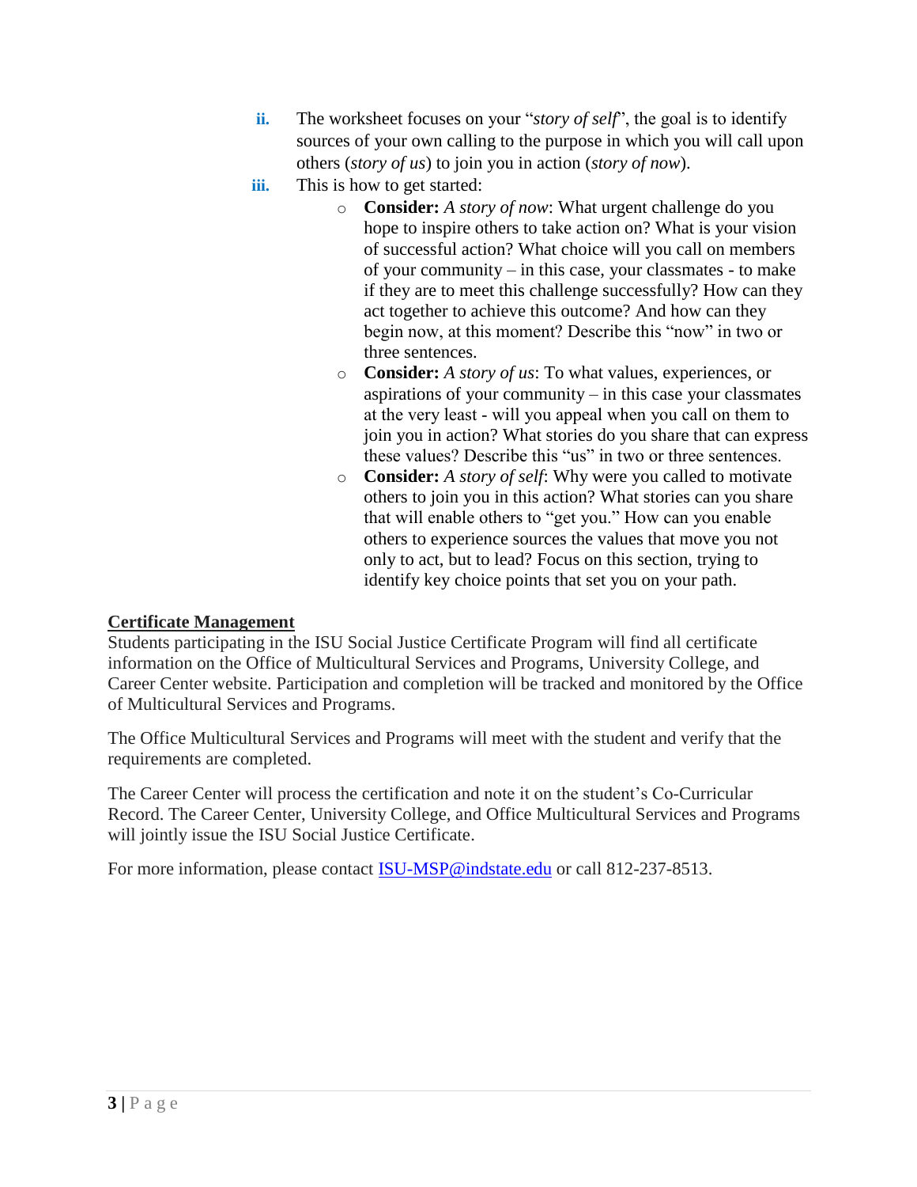ii. The worksheet focuses on your "*story of self*", the goal is to identify sources of your own calling to the purpose in which you will call upon others (*story of us*) to join you in action (*story of now*).

iii. This is how to get started:

   - **Consider:** *A story of now*: What urgent challenge do you hope to inspire others to take action on? What is your vision of successful action? What choice will you call on members of your community – in this case, your classmates - to make if they are to meet this challenge successfully? How can they act together to achieve this outcome? And how can they begin now, at this moment? Describe this "now" in two or three sentences.
   - **Consider:** *A story of us*: To what values, experiences, or aspirations of your community – in this case your classmates at the very least - will you appeal when you call on them to join you in action? What stories do you share that can express these values? Describe this "us" in two or three sentences.
   - **Consider:** *A story of self*: Why were you called to motivate others to join you in this action? What stories can you share that will enable others to "get you." How can you enable others to experience sources the values that move you not only to act, but to lead? Focus on this section, trying to identify key choice points that set you on your path.

**Certificate Management**

Students participating in the ISU Social Justice Certificate Program will find all certificate information on the Office of Multicultural Services and Programs, University College, and Career Center website. Participation and completion will be tracked and monitored by the Office of Multicultural Services and Programs.

The Office Multicultural Services and Programs will meet with the student and verify that the requirements are completed.

The Career Center will process the certification and note it on the student's Co-Curricular Record. The Career Center, University College, and Office Multicultural Services and Programs will jointly issue the ISU Social Justice Certificate.

For more information, please contact ISU-MSP@indstate.edu or call 812-237-8513.